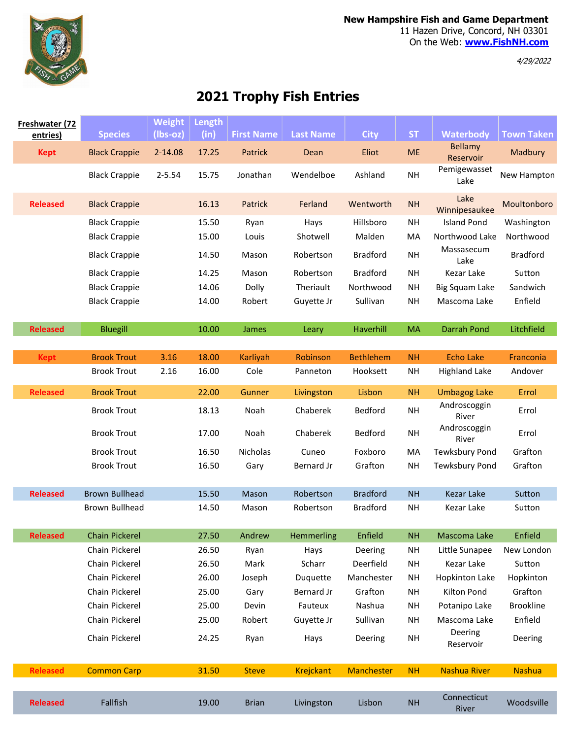**New Hampshire Fish and Game Department**
11 Hazen Drive, Concord, NH 03301
On the Web: **www.FishNH.com**

*4/29/2022*

# 2021 Trophy Fish Entries

| Freshwater (72 entries) | Species | Weight (lbs-oz) | Length (in) | First Name | Last Name | City | ST | Waterbody | Town Taken |
|---|---|---|---|---|---|---|---|---|---|
| **Kept** | Black Crappie | 2-14.08 | 17.25 | Patrick | Dean | Eliot | ME | Bellamy Reservoir | Madbury |
| | Black Crappie | 2-5.54 | 15.75 | Jonathan | Wendelboe | Ashland | NH | Pemigewasset Lake | New Hampton |
| **Released** | Black Crappie | | 16.13 | Patrick | Ferland | Wentworth | NH | Lake Winnipesaukee | Moultonboro |
| | Black Crappie | | 15.50 | Ryan | Hays | Hillsboro | NH | Island Pond | Washington |
| | Black Crappie | | 15.00 | Louis | Shotwell | Malden | MA | Northwood Lake | Northwood |
| | Black Crappie | | 14.50 | Mason | Robertson | Bradford | NH | Massasecum Lake | Bradford |
| | Black Crappie | | 14.25 | Mason | Robertson | Bradford | NH | Kezar Lake | Sutton |
| | Black Crappie | | 14.06 | Dolly | Theriault | Northwood | NH | Big Squam Lake | Sandwich |
| | Black Crappie | | 14.00 | Robert | Guyette Jr | Sullivan | NH | Mascoma Lake | Enfield |
| **Released** | Bluegill | | 10.00 | James | Leary | Haverhill | MA | Darrah Pond | Litchfield |
| **Kept** | Brook Trout | 3.16 | 18.00 | Karliyah | Robinson | Bethlehem | NH | Echo Lake | Franconia |
| | Brook Trout | 2.16 | 16.00 | Cole | Panneton | Hooksett | NH | Highland Lake | Andover |
| **Released** | Brook Trout | | 22.00 | Gunner | Livingston | Lisbon | NH | Umbagog Lake | Errol |
| | Brook Trout | | 18.13 | Noah | Chaberek | Bedford | NH | Androscoggin River | Errol |
| | Brook Trout | | 17.00 | Noah | Chaberek | Bedford | NH | Androscoggin River | Errol |
| | Brook Trout | | 16.50 | Nicholas | Cuneo | Foxboro | MA | Tewksbury Pond | Grafton |
| | Brook Trout | | 16.50 | Gary | Bernard Jr | Grafton | NH | Tewksbury Pond | Grafton |
| **Released** | Brown Bullhead | | 15.50 | Mason | Robertson | Bradford | NH | Kezar Lake | Sutton |
| | Brown Bullhead | | 14.50 | Mason | Robertson | Bradford | NH | Kezar Lake | Sutton |
| **Released** | Chain Pickerel | | 27.50 | Andrew | Hemmerling | Enfield | NH | Mascoma Lake | Enfield |
| | Chain Pickerel | | 26.50 | Ryan | Hays | Deering | NH | Little Sunapee | New London |
| | Chain Pickerel | | 26.50 | Mark | Scharr | Deerfield | NH | Kezar Lake | Sutton |
| | Chain Pickerel | | 26.00 | Joseph | Duquette | Manchester | NH | Hopkinton Lake | Hopkinton |
| | Chain Pickerel | | 25.00 | Gary | Bernard Jr | Grafton | NH | Kilton Pond | Grafton |
| | Chain Pickerel | | 25.00 | Devin | Fauteux | Nashua | NH | Potanipo Lake | Brookline |
| | Chain Pickerel | | 25.00 | Robert | Guyette Jr | Sullivan | NH | Mascoma Lake | Enfield |
| | Chain Pickerel | | 24.25 | Ryan | Hays | Deering | NH | Deering Reservoir | Deering |
| **Released** | Common Carp | | 31.50 | Steve | Krejckant | Manchester | NH | Nashua River | Nashua |
| **Released** | Fallfish | | 19.00 | Brian | Livingston | Lisbon | NH | Connecticut River | Woodsville |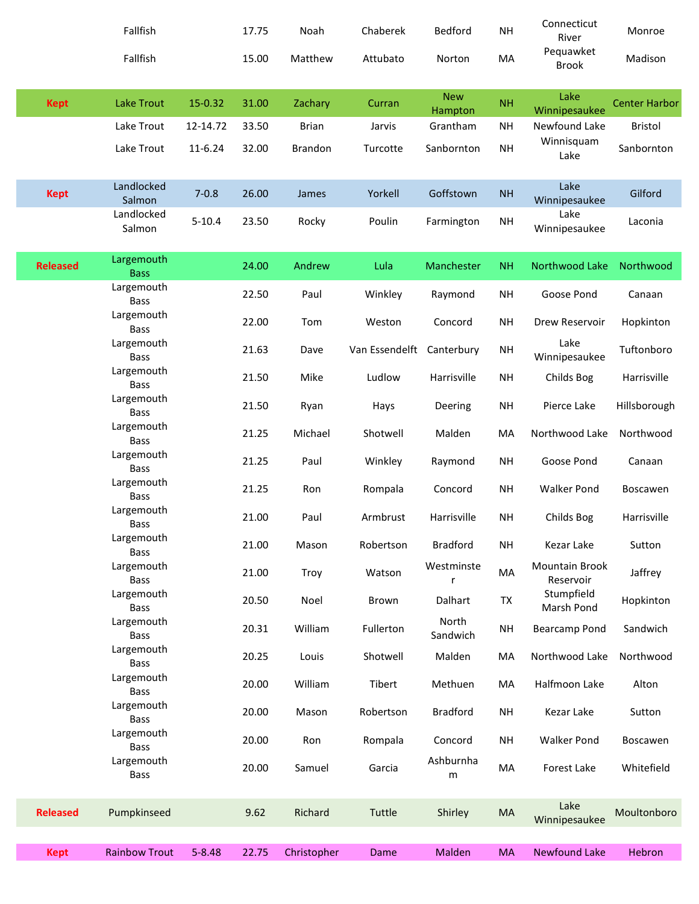| | | | | | | | | | |
|---|---|---|---|---|---|---|---|---|---|
| | Fallfish | | 17.75 | Noah | Chaberek | Bedford | NH | Connecticut River | Monroe |
| | Fallfish | | 15.00 | Matthew | Attubato | Norton | MA | Pequawket Brook | Madison |
| | | | | | | | | | |
| Kept | Lake Trout | 15-0.32 | 31.00 | Zachary | Curran | New Hampton | NH | Lake Winnipesaukee | Center Harbor |
| | Lake Trout | 12-14.72 | 33.50 | Brian | Jarvis | Grantham | NH | Newfound Lake | Bristol |
| | Lake Trout | 11-6.24 | 32.00 | Brandon | Turcotte | Sanbornton | NH | Winnisquam Lake | Sanbornton |
| | | | | | | | | | |
| Kept | Landlocked Salmon | 7-0.8 | 26.00 | James | Yorkell | Goffstown | NH | Lake Winnipesaukee | Gilford |
| | Landlocked Salmon | 5-10.4 | 23.50 | Rocky | Poulin | Farmington | NH | Lake Winnipesaukee | Laconia |
| | | | | | | | | | |
| Released | Largemouth Bass | | 24.00 | Andrew | Lula | Manchester | NH | Northwood Lake | Northwood |
| | Largemouth Bass | | 22.50 | Paul | Winkley | Raymond | NH | Goose Pond | Canaan |
| | Largemouth Bass | | 22.00 | Tom | Weston | Concord | NH | Drew Reservoir | Hopkinton |
| | Largemouth Bass | | 21.63 | Dave | Van Essendelft | Canterbury | NH | Lake Winnipesaukee | Tuftonboro |
| | Largemouth Bass | | 21.50 | Mike | Ludlow | Harrisville | NH | Childs Bog | Harrisville |
| | Largemouth Bass | | 21.50 | Ryan | Hays | Deering | NH | Pierce Lake | Hillsborough |
| | Largemouth Bass | | 21.25 | Michael | Shotwell | Malden | MA | Northwood Lake | Northwood |
| | Largemouth Bass | | 21.25 | Paul | Winkley | Raymond | NH | Goose Pond | Canaan |
| | Largemouth Bass | | 21.25 | Ron | Rompala | Concord | NH | Walker Pond | Boscawen |
| | Largemouth Bass | | 21.00 | Paul | Armbrust | Harrisville | NH | Childs Bog | Harrisville |
| | Largemouth Bass | | 21.00 | Mason | Robertson | Bradford | NH | Kezar Lake | Sutton |
| | Largemouth Bass | | 21.00 | Troy | Watson | Westminster | MA | Mountain Brook Reservoir | Jaffrey |
| | Largemouth Bass | | 20.50 | Noel | Brown | Dalhart | TX | Stumpfield Marsh Pond | Hopkinton |
| | Largemouth Bass | | 20.31 | William | Fullerton | North Sandwich | NH | Bearcamp Pond | Sandwich |
| | Largemouth Bass | | 20.25 | Louis | Shotwell | Malden | MA | Northwood Lake | Northwood |
| | Largemouth Bass | | 20.00 | William | Tibert | Methuen | MA | Halfmoon Lake | Alton |
| | Largemouth Bass | | 20.00 | Mason | Robertson | Bradford | NH | Kezar Lake | Sutton |
| | Largemouth Bass | | 20.00 | Ron | Rompala | Concord | NH | Walker Pond | Boscawen |
| | Largemouth Bass | | 20.00 | Samuel | Garcia | Ashburnham | MA | Forest Lake | Whitefield |
| | | | | | | | | | |
| Released | Pumpkinseed | | 9.62 | Richard | Tuttle | Shirley | MA | Lake Winnipesaukee | Moultonboro |
| | | | | | | | | | |
| Kept | Rainbow Trout | 5-8.48 | 22.75 | Christopher | Dame | Malden | MA | Newfound Lake | Hebron |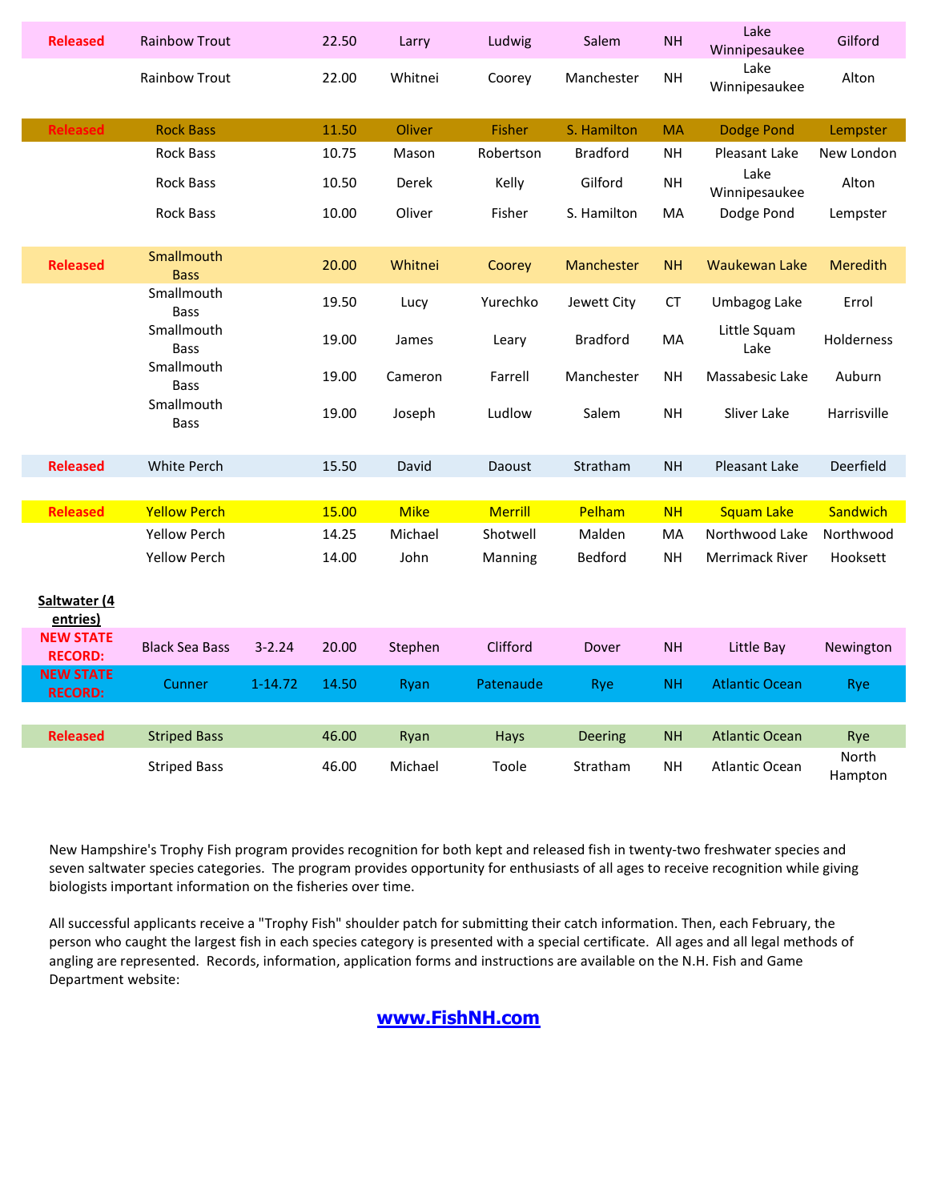| | | | | | | | | | |
|---|---|---|---|---|---|---|---|---|---|
| Released | Rainbow Trout | | 22.50 | Larry | Ludwig | Salem | NH | Lake Winnipesaukee | Gilford |
| | Rainbow Trout | | 22.00 | Whitnei | Coorey | Manchester | NH | Lake Winnipesaukee | Alton |
| | | | | | | | | | |
| Released | Rock Bass | | 11.50 | Oliver | Fisher | S. Hamilton | MA | Dodge Pond | Lempster |
| | Rock Bass | | 10.75 | Mason | Robertson | Bradford | NH | Pleasant Lake | New London |
| | Rock Bass | | 10.50 | Derek | Kelly | Gilford | NH | Lake Winnipesaukee | Alton |
| | Rock Bass | | 10.00 | Oliver | Fisher | S. Hamilton | MA | Dodge Pond | Lempster |
| | | | | | | | | | |
| Released | Smallmouth Bass | | 20.00 | Whitnei | Coorey | Manchester | NH | Waukewan Lake | Meredith |
| | Smallmouth Bass | | 19.50 | Lucy | Yurechko | Jewett City | CT | Umbagog Lake | Errol |
| | Smallmouth Bass | | 19.00 | James | Leary | Bradford | MA | Little Squam Lake | Holderness |
| | Smallmouth Bass | | 19.00 | Cameron | Farrell | Manchester | NH | Massabesic Lake | Auburn |
| | Smallmouth Bass | | 19.00 | Joseph | Ludlow | Salem | NH | Sliver Lake | Harrisville |
| | | | | | | | | | |
| Released | White Perch | | 15.50 | David | Daoust | Stratham | NH | Pleasant Lake | Deerfield |
| | | | | | | | | | |
| Released | Yellow Perch | | 15.00 | Mike | Merrill | Pelham | NH | Squam Lake | Sandwich |
| | Yellow Perch | | 14.25 | Michael | Shotwell | Malden | MA | Northwood Lake | Northwood |
| | Yellow Perch | | 14.00 | John | Manning | Bedford | NH | Merrimack River | Hooksett |
| | | | | | | | | | |
| **Saltwater (4 entries)** | | | | | | | | | |
| NEW STATE RECORD: | Black Sea Bass | 3-2.24 | 20.00 | Stephen | Clifford | Dover | NH | Little Bay | Newington |
| NEW STATE RECORD: | Cunner | 1-14.72 | 14.50 | Ryan | Patenaude | Rye | NH | Atlantic Ocean | Rye |
| | | | | | | | | | |
| Released | Striped Bass | | 46.00 | Ryan | Hays | Deering | NH | Atlantic Ocean | Rye |
| | Striped Bass | | 46.00 | Michael | Toole | Stratham | NH | Atlantic Ocean | North Hampton |

New Hampshire's Trophy Fish program provides recognition for both kept and released fish in twenty-two freshwater species and seven saltwater species categories. The program provides opportunity for enthusiasts of all ages to receive recognition while giving biologists important information on the fisheries over time.

All successful applicants receive a "Trophy Fish" shoulder patch for submitting their catch information. Then, each February, the person who caught the largest fish in each species category is presented with a special certificate. All ages and all legal methods of angling are represented. Records, information, application forms and instructions are available on the N.H. Fish and Game Department website:

**www.FishNH.com**